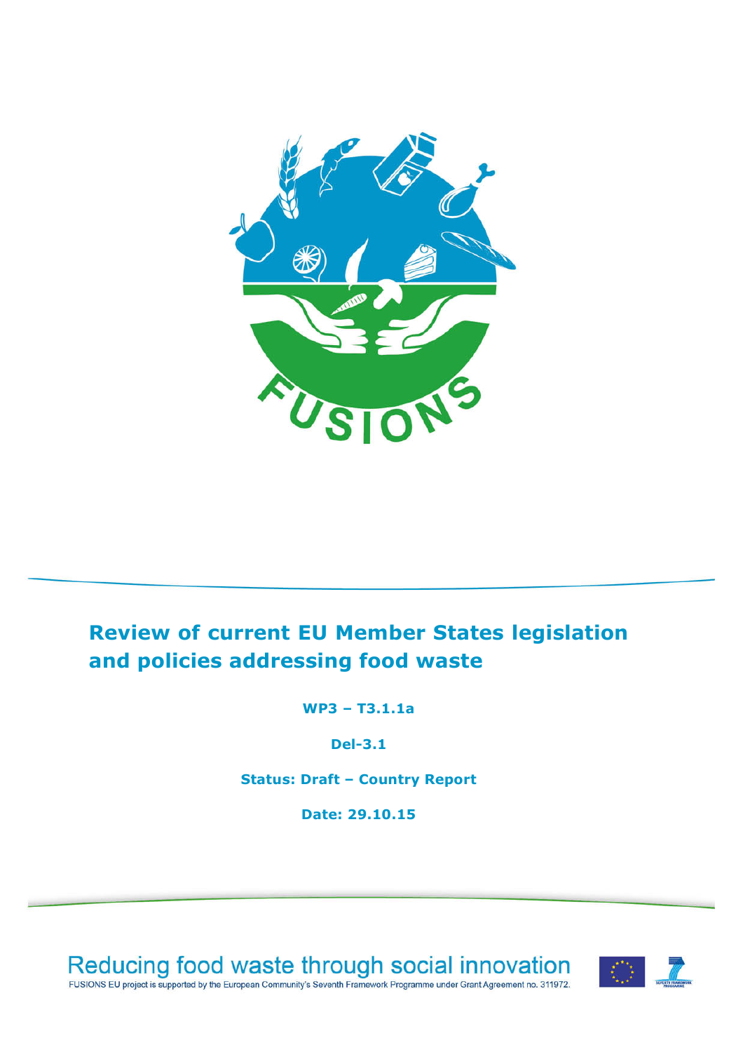# Review of current EU Member States legislation and policies addressing food waste

**WP3 – T3.1.1a**

**Del-3.1**

**Status: Draft – Country Report**

**Date: 29.10.15**

Reducing food waste through social innovation

FUSIONS EU project is supported by the European Community's Seventh Framework Programme under Grant Agreement no. 311972.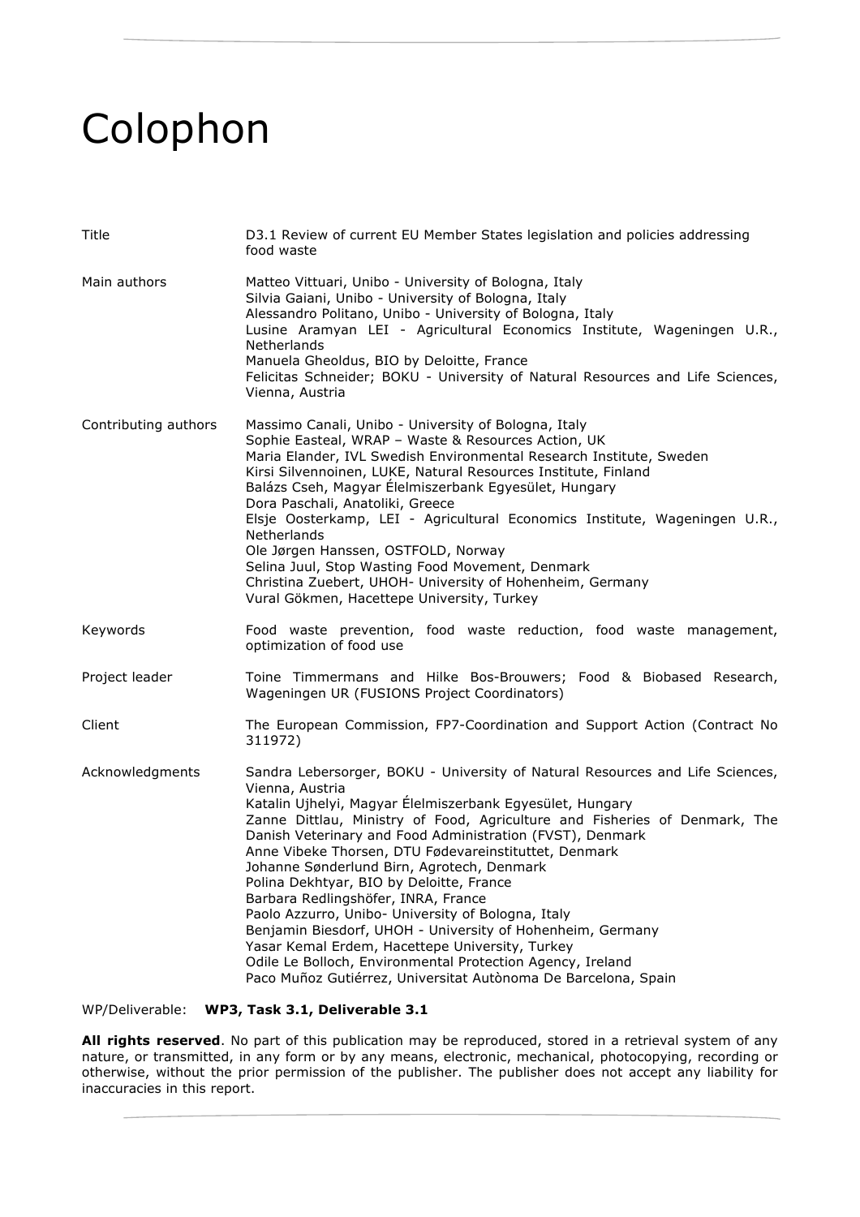# Colophon

| | |
|---|---|
| Title | D3.1 Review of current EU Member States legislation and policies addressing food waste |
| Main authors | Matteo Vittuari, Unibo - University of Bologna, Italy<br>Silvia Gaiani, Unibo - University of Bologna, Italy<br>Alessandro Politano, Unibo - University of Bologna, Italy<br>Lusine Aramyan LEI - Agricultural Economics Institute, Wageningen U.R., Netherlands<br>Manuela Gheoldus, BIO by Deloitte, France<br>Felicitas Schneider; BOKU - University of Natural Resources and Life Sciences, Vienna, Austria |
| Contributing authors | Massimo Canali, Unibo - University of Bologna, Italy<br>Sophie Easteal, WRAP – Waste & Resources Action, UK<br>Maria Elander, IVL Swedish Environmental Research Institute, Sweden<br>Kirsi Silvennoinen, LUKE, Natural Resources Institute, Finland<br>Balázs Cseh, Magyar Élelmiszerbank Egyesület, Hungary<br>Dora Paschali, Anatoliki, Greece<br>Elsje Oosterkamp, LEI - Agricultural Economics Institute, Wageningen U.R., Netherlands<br>Ole Jørgen Hanssen, OSTFOLD, Norway<br>Selina Juul, Stop Wasting Food Movement, Denmark<br>Christina Zuebert, UHOH- University of Hohenheim, Germany<br>Vural Gökmen, Hacettepe University, Turkey |
| Keywords | Food waste prevention, food waste reduction, food waste management, optimization of food use |
| Project leader | Toine Timmermans and Hilke Bos-Brouwers; Food & Biobased Research, Wageningen UR (FUSIONS Project Coordinators) |
| Client | The European Commission, FP7-Coordination and Support Action (Contract No 311972) |
| Acknowledgments | Sandra Lebersorger, BOKU - University of Natural Resources and Life Sciences, Vienna, Austria<br>Katalin Ujhelyi, Magyar Élelmiszerbank Egyesület, Hungary<br>Zanne Dittlau, Ministry of Food, Agriculture and Fisheries of Denmark, The Danish Veterinary and Food Administration (FVST), Denmark<br>Anne Vibeke Thorsen, DTU Fødevareinstituttet, Denmark<br>Johanne Sønderlund Birn, Agrotech, Denmark<br>Polina Dekhtyar, BIO by Deloitte, France<br>Barbara Redlingshöfer, INRA, France<br>Paolo Azzurro, Unibo- University of Bologna, Italy<br>Benjamin Biesdorf, UHOH - University of Hohenheim, Germany<br>Yasar Kemal Erdem, Hacettepe University, Turkey<br>Odile Le Bolloch, Environmental Protection Agency, Ireland<br>Paco Muñoz Gutiérrez, Universitat Autònoma De Barcelona, Spain |

WP/Deliverable: **WP3, Task 3.1, Deliverable 3.1**

**All rights reserved**. No part of this publication may be reproduced, stored in a retrieval system of any nature, or transmitted, in any form or by any means, electronic, mechanical, photocopying, recording or otherwise, without the prior permission of the publisher. The publisher does not accept any liability for inaccuracies in this report.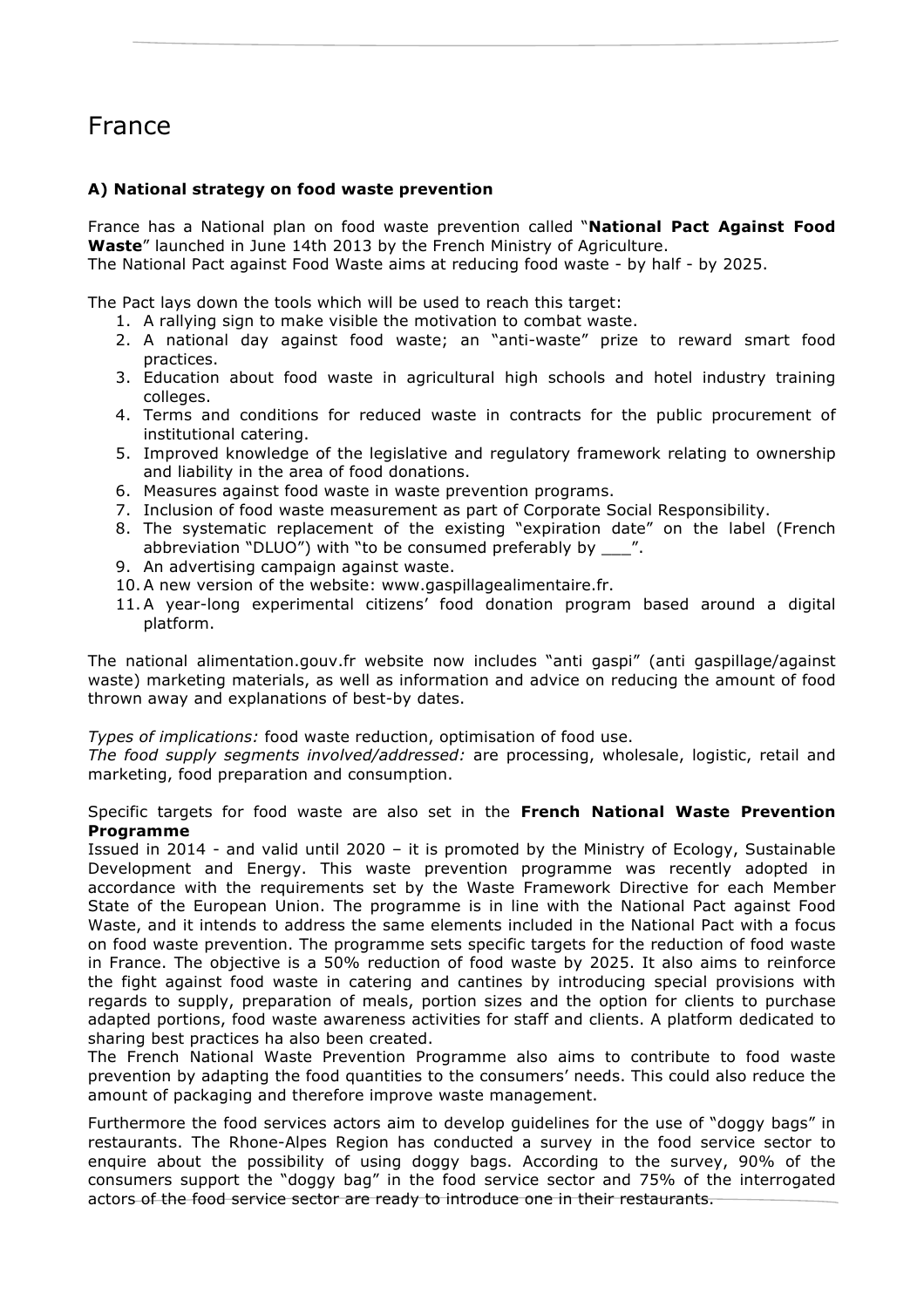# France

### A) National strategy on food waste prevention

France has a National plan on food waste prevention called "**National Pact Against Food Waste**" launched in June 14th 2013 by the French Ministry of Agriculture.
The National Pact against Food Waste aims at reducing food waste - by half - by 2025.

The Pact lays down the tools which will be used to reach this target:

1. A rallying sign to make visible the motivation to combat waste.
2. A national day against food waste; an "anti-waste" prize to reward smart food practices.
3. Education about food waste in agricultural high schools and hotel industry training colleges.
4. Terms and conditions for reduced waste in contracts for the public procurement of institutional catering.
5. Improved knowledge of the legislative and regulatory framework relating to ownership and liability in the area of food donations.
6. Measures against food waste in waste prevention programs.
7. Inclusion of food waste measurement as part of Corporate Social Responsibility.
8. The systematic replacement of the existing "expiration date" on the label (French abbreviation "DLUO") with "to be consumed preferably by ___".
9. An advertising campaign against waste.
10. A new version of the website: www.gaspillagealimentaire.fr.
11. A year-long experimental citizens' food donation program based around a digital platform.

The national alimentation.gouv.fr website now includes "anti gaspi" (anti gaspillage/against waste) marketing materials, as well as information and advice on reducing the amount of food thrown away and explanations of best-by dates.

*Types of implications:* food waste reduction, optimisation of food use.
*The food supply segments involved/addressed:* are processing, wholesale, logistic, retail and marketing, food preparation and consumption.

Specific targets for food waste are also set in the **French National Waste Prevention Programme**
Issued in 2014 - and valid until 2020 – it is promoted by the Ministry of Ecology, Sustainable Development and Energy. This waste prevention programme was recently adopted in accordance with the requirements set by the Waste Framework Directive for each Member State of the European Union. The programme is in line with the National Pact against Food Waste, and it intends to address the same elements included in the National Pact with a focus on food waste prevention. The programme sets specific targets for the reduction of food waste in France. The objective is a 50% reduction of food waste by 2025. It also aims to reinforce the fight against food waste in catering and cantines by introducing special provisions with regards to supply, preparation of meals, portion sizes and the option for clients to purchase adapted portions, food waste awareness activities for staff and clients. A platform dedicated to sharing best practices ha also been created.
The French National Waste Prevention Programme also aims to contribute to food waste prevention by adapting the food quantities to the consumers' needs. This could also reduce the amount of packaging and therefore improve waste management.

Furthermore the food services actors aim to develop guidelines for the use of "doggy bags" in restaurants. The Rhone-Alpes Region has conducted a survey in the food service sector to enquire about the possibility of using doggy bags. According to the survey, 90% of the consumers support the "doggy bag" in the food service sector and 75% of the interrogated actors of the food service sector are ready to introduce one in their restaurants.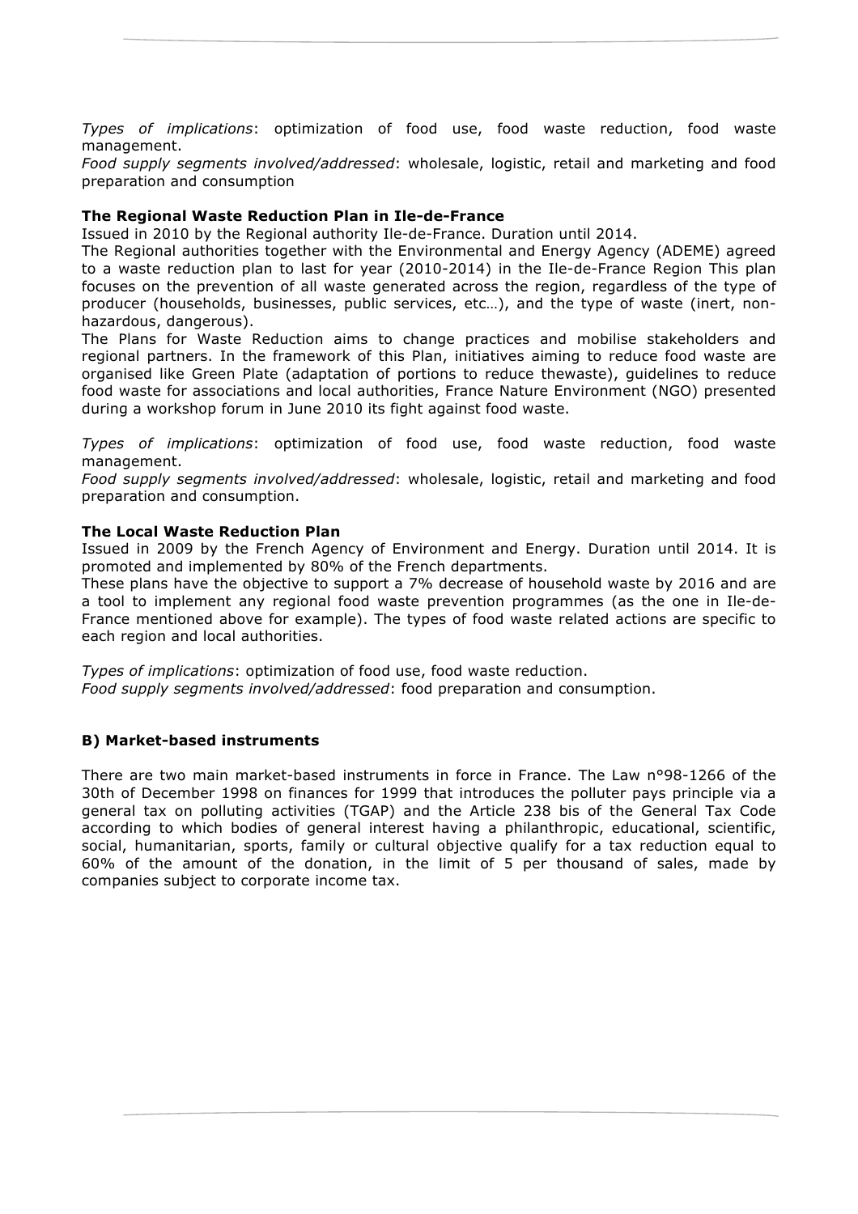*Types of implications*: optimization of food use, food waste reduction, food waste management.
*Food supply segments involved/addressed*: wholesale, logistic, retail and marketing and food preparation and consumption

**The Regional Waste Reduction Plan in Ile-de-France**

Issued in 2010 by the Regional authority Ile-de-France. Duration until 2014.

The Regional authorities together with the Environmental and Energy Agency (ADEME) agreed to a waste reduction plan to last for year (2010-2014) in the Ile-de-France Region This plan focuses on the prevention of all waste generated across the region, regardless of the type of producer (households, businesses, public services, etc…), and the type of waste (inert, non-hazardous, dangerous).

The Plans for Waste Reduction aims to change practices and mobilise stakeholders and regional partners. In the framework of this Plan, initiatives aiming to reduce food waste are organised like Green Plate (adaptation of portions to reduce thewaste), guidelines to reduce food waste for associations and local authorities, France Nature Environment (NGO) presented during a workshop forum in June 2010 its fight against food waste.

*Types of implications*: optimization of food use, food waste reduction, food waste management.
*Food supply segments involved/addressed*: wholesale, logistic, retail and marketing and food preparation and consumption.

**The Local Waste Reduction Plan**

Issued in 2009 by the French Agency of Environment and Energy. Duration until 2014. It is promoted and implemented by 80% of the French departments.

These plans have the objective to support a 7% decrease of household waste by 2016 and are a tool to implement any regional food waste prevention programmes (as the one in Ile-de-France mentioned above for example). The types of food waste related actions are specific to each region and local authorities.

*Types of implications*: optimization of food use, food waste reduction.
*Food supply segments involved/addressed*: food preparation and consumption.

**B) Market-based instruments**

There are two main market-based instruments in force in France. The Law n°98-1266 of the 30th of December 1998 on finances for 1999 that introduces the polluter pays principle via a general tax on polluting activities (TGAP) and the Article 238 bis of the General Tax Code according to which bodies of general interest having a philanthropic, educational, scientific, social, humanitarian, sports, family or cultural objective qualify for a tax reduction equal to 60% of the amount of the donation, in the limit of 5 per thousand of sales, made by companies subject to corporate income tax.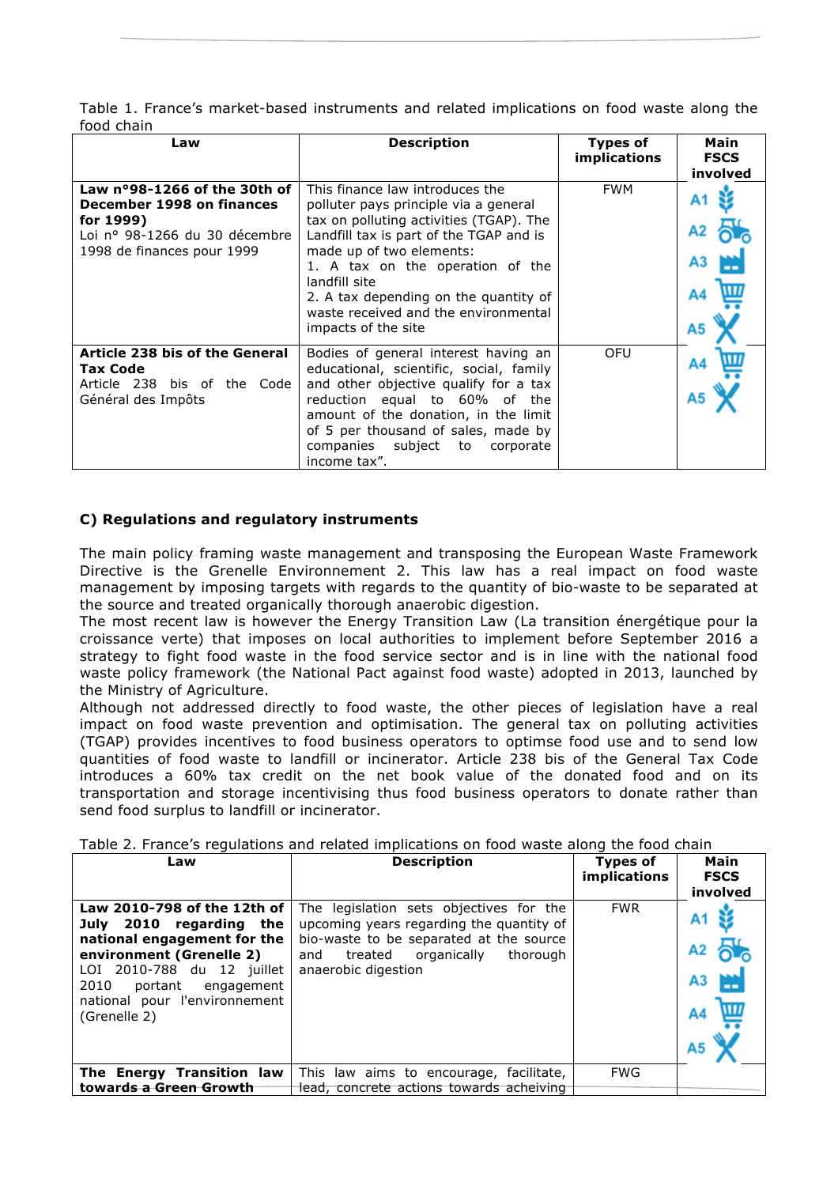Table 1. France's market-based instruments and related implications on food waste along the food chain

| Law | Description | Types of implications | Main FSCS involved |
|---|---|---|---|
| **Law n°98-1266 of the 30th of December 1998 on finances for 1999** Loi n° 98-1266 du 30 décembre 1998 de finances pour 1999 | This finance law introduces the polluter pays principle via a general tax on polluting activities (TGAP). The Landfill tax is part of the TGAP and is made up of two elements: 1. A tax on the operation of the landfill site 2. A tax depending on the quantity of waste received and the environmental impacts of the site | FWM | A1 A2 A3 A4 A5 |
| **Article 238 bis of the General Tax Code** Article 238 bis of the Code Général des Impôts | Bodies of general interest having an educational, scientific, social, family and other objective qualify for a tax reduction equal to 60% of the amount of the donation, in the limit of 5 per thousand of sales, made by companies subject to corporate income tax". | OFU | A4 A5 |

## C) Regulations and regulatory instruments

The main policy framing waste management and transposing the European Waste Framework Directive is the Grenelle Environnement 2. This law has a real impact on food waste management by imposing targets with regards to the quantity of bio-waste to be separated at the source and treated organically thorough anaerobic digestion.
The most recent law is however the Energy Transition Law (La transition énergétique pour la croissance verte) that imposes on local authorities to implement before September 2016 a strategy to fight food waste in the food service sector and is in line with the national food waste policy framework (the National Pact against food waste) adopted in 2013, launched by the Ministry of Agriculture.
Although not addressed directly to food waste, the other pieces of legislation have a real impact on food waste prevention and optimisation. The general tax on polluting activities (TGAP) provides incentives to food business operators to optimse food use and to send low quantities of food waste to landfill or incinerator. Article 238 bis of the General Tax Code introduces a 60% tax credit on the net book value of the donated food and on its transportation and storage incentivising thus food business operators to donate rather than send food surplus to landfill or incinerator.

Table 2. France's regulations and related implications on food waste along the food chain

| Law | Description | Types of implications | Main FSCS involved |
|---|---|---|---|
| **Law 2010-798 of the 12th of July 2010 regarding the national engagement for the environment (Grenelle 2)** LOI 2010-788 du 12 juillet 2010 portant engagement national pour l'environnement (Grenelle 2) | The legislation sets objectives for the upcoming years regarding the quantity of bio-waste to be separated at the source and treated organically thorough anaerobic digestion | FWR | A1 A2 A3 A4 A5 |
| **The Energy Transition law towards a Green Growth** | This law aims to encourage, facilitate, lead, concrete actions towards acheiving | FWG | |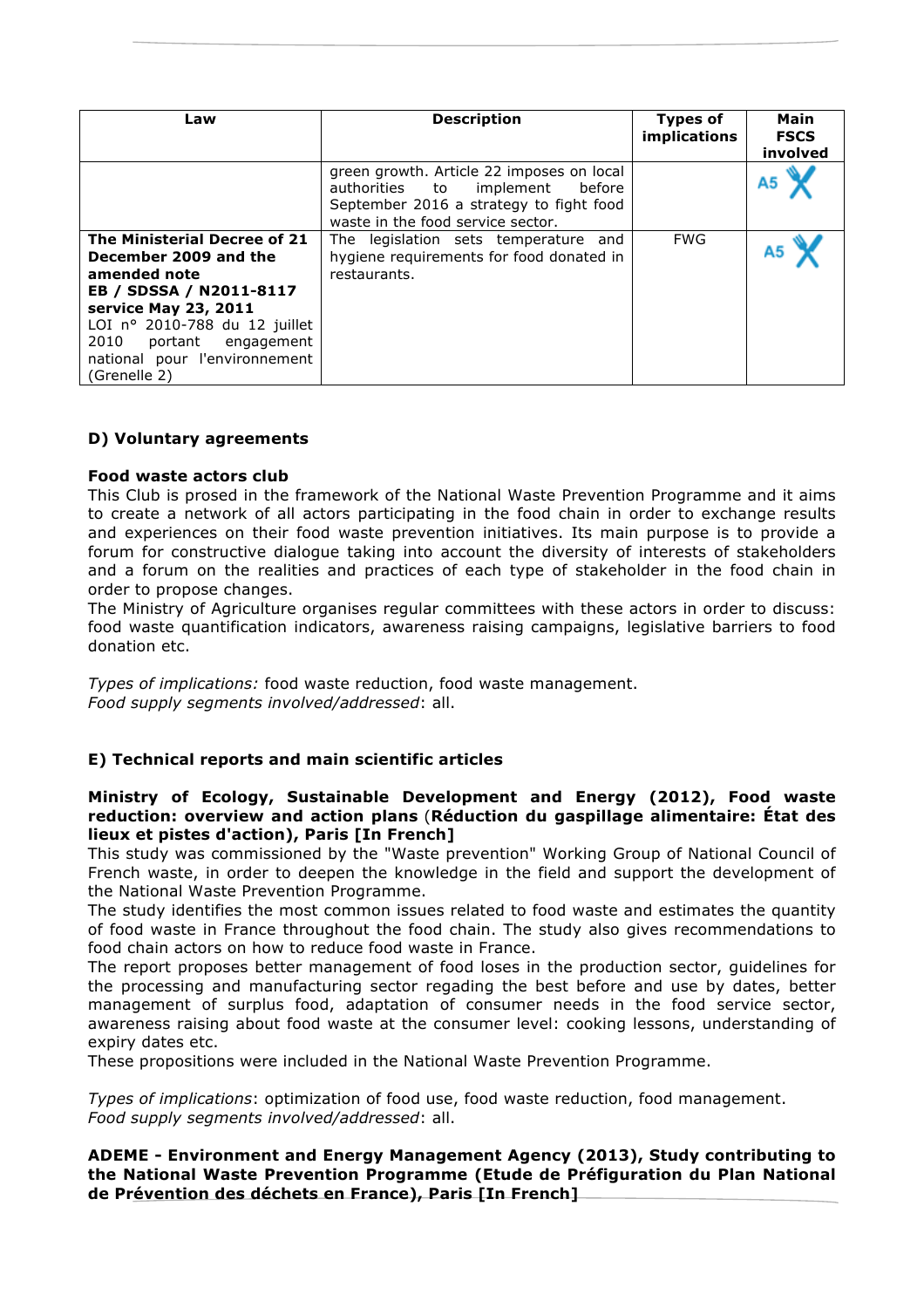| Law | Description | Types of implications | Main FSCS involved |
|---|---|---|---|
| | green growth. Article 22 imposes on local authorities to implement before September 2016 a strategy to fight food waste in the food service sector. | | A5 |
| **The Ministerial Decree of 21 December 2009 and the amended note EB / SDSSA / N2011-8117 service May 23, 2011** LOI n° 2010-788 du 12 juillet 2010 portant engagement national pour l'environnement (Grenelle 2) | The legislation sets temperature and hygiene requirements for food donated in restaurants. | FWG | A5 |

### D) Voluntary agreements

**Food waste actors club**

This Club is prosed in the framework of the National Waste Prevention Programme and it aims to create a network of all actors participating in the food chain in order to exchange results and experiences on their food waste prevention initiatives. Its main purpose is to provide a forum for constructive dialogue taking into account the diversity of interests of stakeholders and a forum on the realities and practices of each type of stakeholder in the food chain in order to propose changes.

The Ministry of Agriculture organises regular committees with these actors in order to discuss: food waste quantification indicators, awareness raising campaigns, legislative barriers to food donation etc.

*Types of implications:* food waste reduction, food waste management.
*Food supply segments involved/addressed*: all.

### E) Technical reports and main scientific articles

**Ministry of Ecology, Sustainable Development and Energy (2012), Food waste reduction: overview and action plans** (**Réduction du gaspillage alimentaire: État des lieux et pistes d'action), Paris [In French]**

This study was commissioned by the "Waste prevention" Working Group of National Council of French waste, in order to deepen the knowledge in the field and support the development of the National Waste Prevention Programme.

The study identifies the most common issues related to food waste and estimates the quantity of food waste in France throughout the food chain. The study also gives recommendations to food chain actors on how to reduce food waste in France.

The report proposes better management of food loses in the production sector, guidelines for the processing and manufacturing sector regading the best before and use by dates, better management of surplus food, adaptation of consumer needs in the food service sector, awareness raising about food waste at the consumer level: cooking lessons, understanding of expiry dates etc.

These propositions were included in the National Waste Prevention Programme.

*Types of implications*: optimization of food use, food waste reduction, food management.
*Food supply segments involved/addressed*: all.

**ADEME - Environment and Energy Management Agency (2013), Study contributing to the National Waste Prevention Programme (Etude de Préfiguration du Plan National de Prévention des déchets en France), Paris [In French]**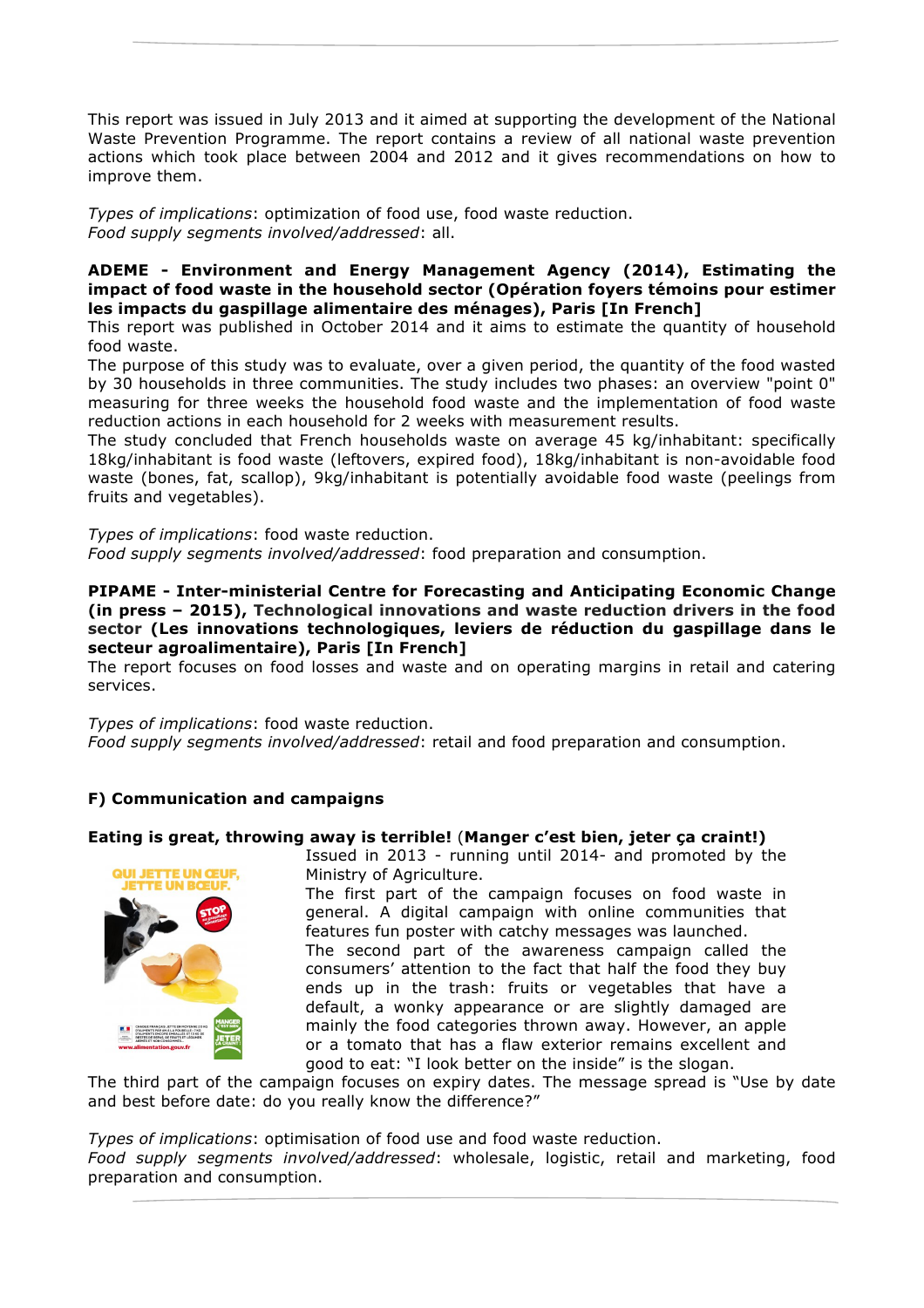This report was issued in July 2013 and it aimed at supporting the development of the National Waste Prevention Programme. The report contains a review of all national waste prevention actions which took place between 2004 and 2012 and it gives recommendations on how to improve them.

*Types of implications*: optimization of food use, food waste reduction.
*Food supply segments involved/addressed*: all.

**ADEME - Environment and Energy Management Agency (2014), Estimating the impact of food waste in the household sector (Opération foyers témoins pour estimer les impacts du gaspillage alimentaire des ménages), Paris [In French]**
This report was published in October 2014 and it aims to estimate the quantity of household food waste.
The purpose of this study was to evaluate, over a given period, the quantity of the food wasted by 30 households in three communities. The study includes two phases: an overview "point 0" measuring for three weeks the household food waste and the implementation of food waste reduction actions in each household for 2 weeks with measurement results.
The study concluded that French households waste on average 45 kg/inhabitant: specifically 18kg/inhabitant is food waste (leftovers, expired food), 18kg/inhabitant is non-avoidable food waste (bones, fat, scallop), 9kg/inhabitant is potentially avoidable food waste (peelings from fruits and vegetables).

*Types of implications*: food waste reduction.
*Food supply segments involved/addressed*: food preparation and consumption.

**PIPAME - Inter-ministerial Centre for Forecasting and Anticipating Economic Change (in press – 2015), Technological innovations and waste reduction drivers in the food sector (Les innovations technologiques, leviers de réduction du gaspillage dans le secteur agroalimentaire), Paris [In French]**
The report focuses on food losses and waste and on operating margins in retail and catering services.

*Types of implications*: food waste reduction.
*Food supply segments involved/addressed*: retail and food preparation and consumption.

### F) Communication and campaigns

**Eating is great, throwing away is terrible!** (**Manger c'est bien, jeter ça craint!**)
Issued in 2013 - running until 2014- and promoted by the Ministry of Agriculture.
The first part of the campaign focuses on food waste in general. A digital campaign with online communities that features fun poster with catchy messages was launched.
The second part of the awareness campaign called the consumers' attention to the fact that half the food they buy ends up in the trash: fruits or vegetables that have a default, a wonky appearance or are slightly damaged are mainly the food categories thrown away. However, an apple or a tomato that has a flaw exterior remains excellent and good to eat: "I look better on the inside" is the slogan.
The third part of the campaign focuses on expiry dates. The message spread is "Use by date and best before date: do you really know the difference?"

*Types of implications*: optimisation of food use and food waste reduction.
*Food supply segments involved/addressed*: wholesale, logistic, retail and marketing, food preparation and consumption.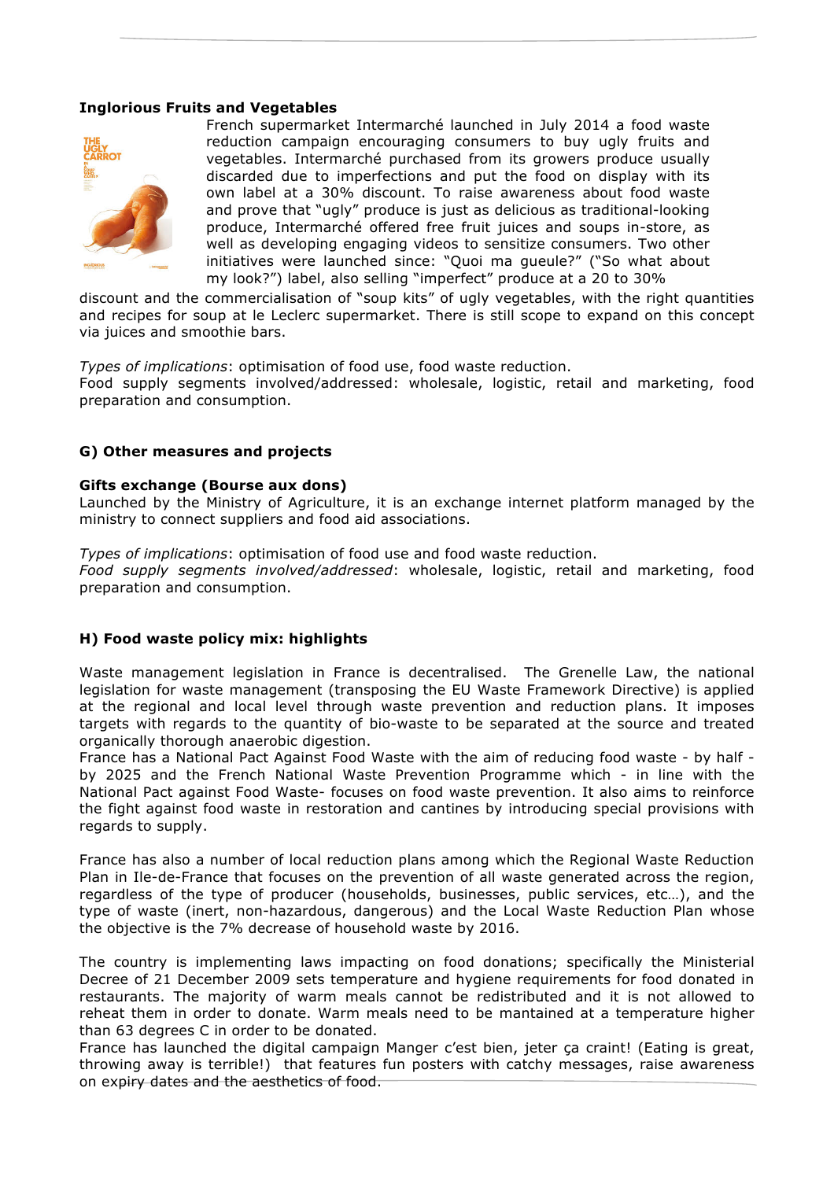**Inglorious Fruits and Vegetables**

French supermarket Intermarché launched in July 2014 a food waste reduction campaign encouraging consumers to buy ugly fruits and vegetables. Intermarché purchased from its growers produce usually discarded due to imperfections and put the food on display with its own label at a 30% discount. To raise awareness about food waste and prove that "ugly" produce is just as delicious as traditional-looking produce, Intermarché offered free fruit juices and soups in-store, as well as developing engaging videos to sensitize consumers. Two other initiatives were launched since: "Quoi ma gueule?" ("So what about my look?") label, also selling "imperfect" produce at a 20 to 30% discount and the commercialisation of "soup kits" of ugly vegetables, with the right quantities and recipes for soup at le Leclerc supermarket. There is still scope to expand on this concept via juices and smoothie bars.

*Types of implications*: optimisation of food use, food waste reduction.
Food supply segments involved/addressed: wholesale, logistic, retail and marketing, food preparation and consumption.

**G) Other measures and projects**

**Gifts exchange (Bourse aux dons)**
Launched by the Ministry of Agriculture, it is an exchange internet platform managed by the ministry to connect suppliers and food aid associations.

*Types of implications*: optimisation of food use and food waste reduction.
*Food supply segments involved/addressed*: wholesale, logistic, retail and marketing, food preparation and consumption.

**H) Food waste policy mix: highlights**

Waste management legislation in France is decentralised. The Grenelle Law, the national legislation for waste management (transposing the EU Waste Framework Directive) is applied at the regional and local level through waste prevention and reduction plans. It imposes targets with regards to the quantity of bio-waste to be separated at the source and treated organically thorough anaerobic digestion.
France has a National Pact Against Food Waste with the aim of reducing food waste - by half - by 2025 and the French National Waste Prevention Programme which - in line with the National Pact against Food Waste- focuses on food waste prevention. It also aims to reinforce the fight against food waste in restoration and cantines by introducing special provisions with regards to supply.

France has also a number of local reduction plans among which the Regional Waste Reduction Plan in Ile-de-France that focuses on the prevention of all waste generated across the region, regardless of the type of producer (households, businesses, public services, etc…), and the type of waste (inert, non-hazardous, dangerous) and the Local Waste Reduction Plan whose the objective is the 7% decrease of household waste by 2016.

The country is implementing laws impacting on food donations; specifically the Ministerial Decree of 21 December 2009 sets temperature and hygiene requirements for food donated in restaurants. The majority of warm meals cannot be redistributed and it is not allowed to reheat them in order to donate. Warm meals need to be mantained at a temperature higher than 63 degrees C in order to be donated.
France has launched the digital campaign Manger c'est bien, jeter ça craint! (Eating is great, throwing away is terrible!) that features fun posters with catchy messages, raise awareness on expiry dates and the aesthetics of food.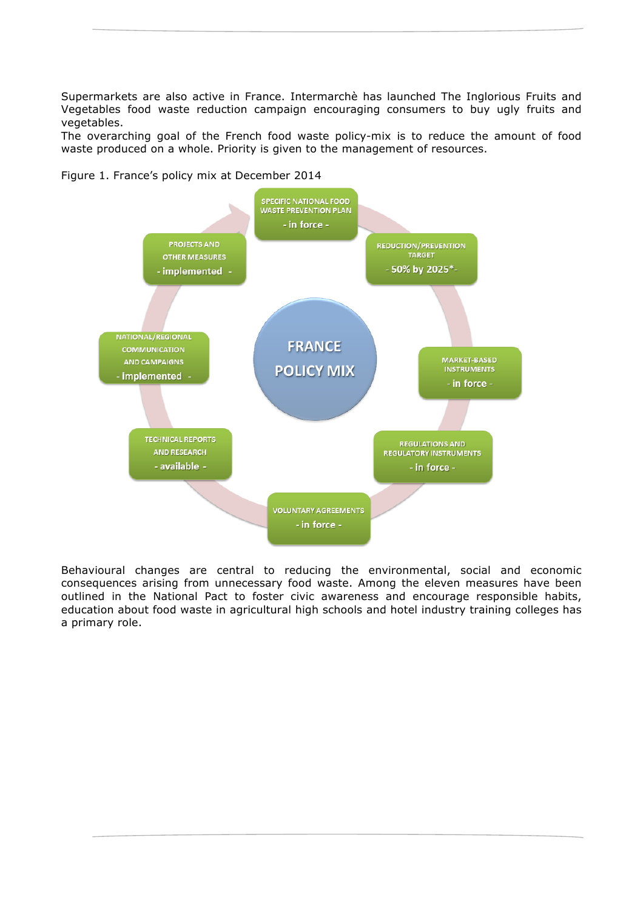Supermarkets are also active in France. Intermarchè has launched The Inglorious Fruits and Vegetables food waste reduction campaign encouraging consumers to buy ugly fruits and vegetables.
The overarching goal of the French food waste policy-mix is to reduce the amount of food waste produced on a whole. Priority is given to the management of resources.

Figure 1. France's policy mix at December 2014

FRANCE POLICY MIX

- SPECIFIC NATIONAL FOOD WASTE PREVENTION PLAN - in force -
- REDUCTION/PREVENTION TARGET - 50% by 2025*-
- MARKET-BASED INSTRUMENTS - in force -
- REGULATIONS AND REGULATORY INSTRUMENTS - in force -
- VOLUNTARY AGREEMENTS - in force -
- TECHNICAL REPORTS AND RESEARCH - available -
- NATIONAL/REGIONAL COMMUNICATION AND CAMPAIGNS - implemented -
- PROJECTS AND OTHER MEASURES - implemented -

Behavioural changes are central to reducing the environmental, social and economic consequences arising from unnecessary food waste. Among the eleven measures have been outlined in the National Pact to foster civic awareness and encourage responsible habits, education about food waste in agricultural high schools and hotel industry training colleges has a primary role.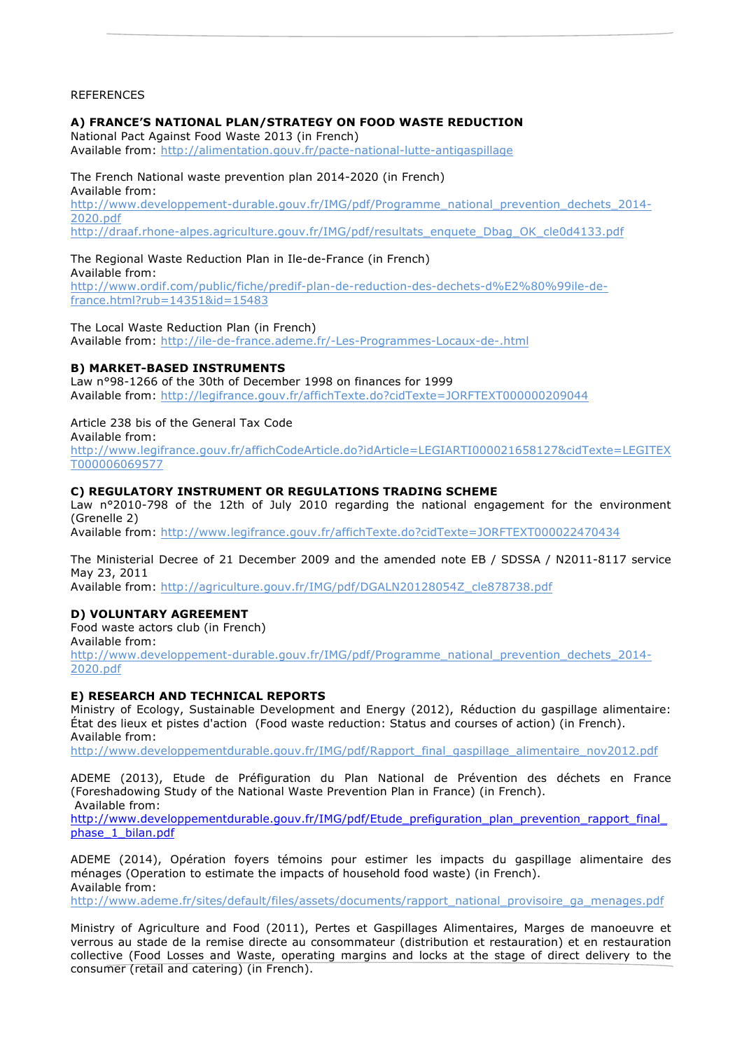REFERENCES

**A) FRANCE'S NATIONAL PLAN/STRATEGY ON FOOD WASTE REDUCTION**
National Pact Against Food Waste 2013 (in French)
Available from: http://alimentation.gouv.fr/pacte-national-lutte-antigaspillage

The French National waste prevention plan 2014-2020 (in French)
Available from:
http://www.developpement-durable.gouv.fr/IMG/pdf/Programme_national_prevention_dechets_2014-2020.pdf
http://draaf.rhone-alpes.agriculture.gouv.fr/IMG/pdf/resultats_enquete_Dbag_OK_cle0d4133.pdf

The Regional Waste Reduction Plan in Ile-de-France (in French)
Available from:
http://www.ordif.com/public/fiche/predif-plan-de-reduction-des-dechets-d%E2%80%99ile-de-france.html?rub=14351&id=15483

The Local Waste Reduction Plan (in French)
Available from: http://ile-de-france.ademe.fr/-Les-Programmes-Locaux-de-.html

**B) MARKET-BASED INSTRUMENTS**
Law n°98-1266 of the 30th of December 1998 on finances for 1999
Available from: http://legifrance.gouv.fr/affichTexte.do?cidTexte=JORFTEXT000000209044

Article 238 bis of the General Tax Code
Available from:
http://www.legifrance.gouv.fr/affichCodeArticle.do?idArticle=LEGIARTI000021658127&cidTexte=LEGITEXT000006069577

**C) REGULATORY INSTRUMENT OR REGULATIONS TRADING SCHEME**
Law n°2010-798 of the 12th of July 2010 regarding the national engagement for the environment (Grenelle 2)
Available from: http://www.legifrance.gouv.fr/affichTexte.do?cidTexte=JORFTEXT000022470434

The Ministerial Decree of 21 December 2009 and the amended note EB / SDSSA / N2011-8117 service May 23, 2011
Available from: http://agriculture.gouv.fr/IMG/pdf/DGALN20128054Z_cle878738.pdf

**D) VOLUNTARY AGREEMENT**
Food waste actors club (in French)
Available from:
http://www.developpement-durable.gouv.fr/IMG/pdf/Programme_national_prevention_dechets_2014-2020.pdf

**E) RESEARCH AND TECHNICAL REPORTS**
Ministry of Ecology, Sustainable Development and Energy (2012), Réduction du gaspillage alimentaire: État des lieux et pistes d'action (Food waste reduction: Status and courses of action) (in French).
Available from:
http://www.developpementdurable.gouv.fr/IMG/pdf/Rapport_final_gaspillage_alimentaire_nov2012.pdf

ADEME (2013), Etude de Préfiguration du Plan National de Prévention des déchets en France (Foreshadowing Study of the National Waste Prevention Plan in France) (in French).
Available from:
http://www.developpementdurable.gouv.fr/IMG/pdf/Etude_prefiguration_plan_prevention_rapport_final_phase_1_bilan.pdf

ADEME (2014), Opération foyers témoins pour estimer les impacts du gaspillage alimentaire des ménages (Operation to estimate the impacts of household food waste) (in French).
Available from:
http://www.ademe.fr/sites/default/files/assets/documents/rapport_national_provisoire_ga_menages.pdf

Ministry of Agriculture and Food (2011), Pertes et Gaspillages Alimentaires, Marges de manoeuvre et verrous au stade de la remise directe au consommateur (distribution et restauration) et en restauration collective (Food Losses and Waste, operating margins and locks at the stage of direct delivery to the consumer (retail and catering) (in French).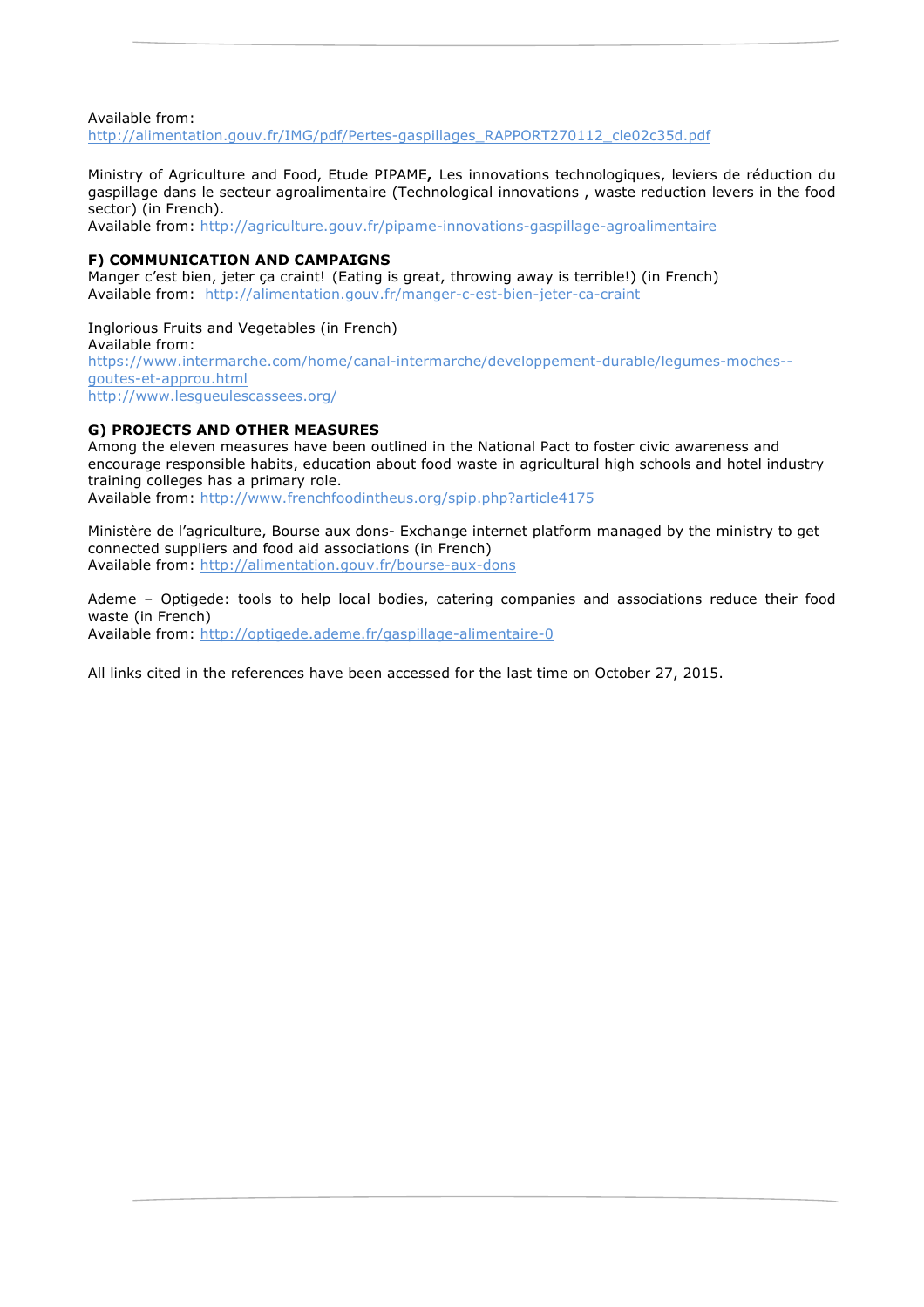Available from:
http://alimentation.gouv.fr/IMG/pdf/Pertes-gaspillages_RAPPORT270112_cle02c35d.pdf

Ministry of Agriculture and Food, Etude PIPAME**,** Les innovations technologiques, leviers de réduction du gaspillage dans le secteur agroalimentaire (Technological innovations , waste reduction levers in the food sector) (in French).
Available from: http://agriculture.gouv.fr/pipame-innovations-gaspillage-agroalimentaire

**F) COMMUNICATION AND CAMPAIGNS**
Manger c'est bien, jeter ça craint! (Eating is great, throwing away is terrible!) (in French)
Available from: http://alimentation.gouv.fr/manger-c-est-bien-jeter-ca-craint

Inglorious Fruits and Vegetables (in French)
Available from:
https://www.intermarche.com/home/canal-intermarche/developpement-durable/legumes-moches--goutes-et-approu.html
http://www.lesgueulescassees.org/

**G) PROJECTS AND OTHER MEASURES**
Among the eleven measures have been outlined in the National Pact to foster civic awareness and encourage responsible habits, education about food waste in agricultural high schools and hotel industry training colleges has a primary role.
Available from: http://www.frenchfoodintheus.org/spip.php?article4175

Ministère de l'agriculture, Bourse aux dons- Exchange internet platform managed by the ministry to get connected suppliers and food aid associations (in French)
Available from: http://alimentation.gouv.fr/bourse-aux-dons

Ademe – Optigede: tools to help local bodies, catering companies and associations reduce their food waste (in French)
Available from: http://optigede.ademe.fr/gaspillage-alimentaire-0

All links cited in the references have been accessed for the last time on October 27, 2015.